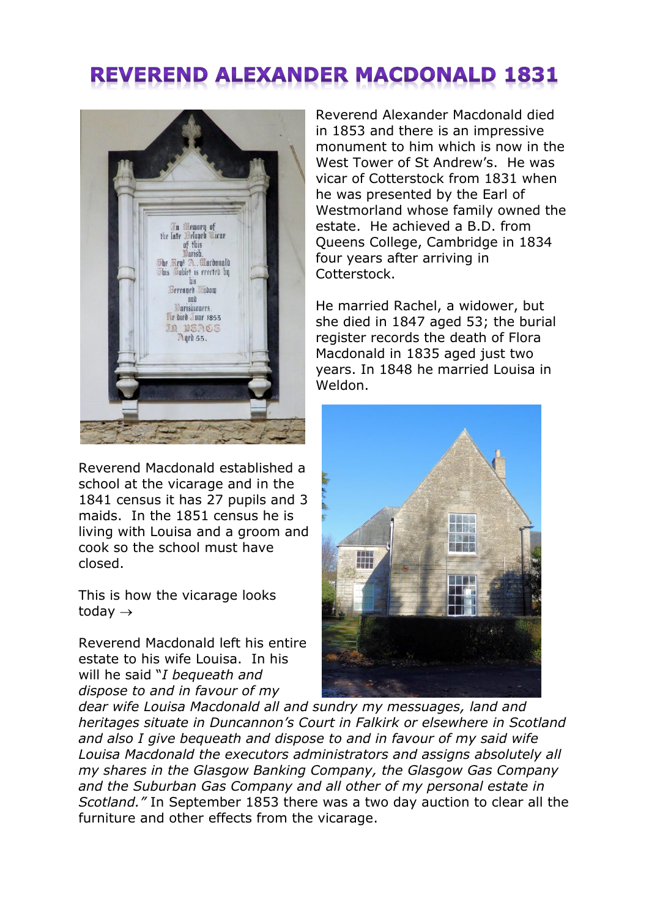# REVEREND ALEXANDER MACDONALD 1831

Reverend Alexander Macdonald died in 1853 and there is an impressive monument to him which is now in the West Tower of St Andrew's. He was vicar of Cotterstock from 1831 when he was presented by the Earl of Westmorland whose family owned the estate. He achieved a B.D. from Queens College, Cambridge in 1834 four years after arriving in Cotterstock.

He married Rachel, a widower, but she died in 1847 aged 53; the burial register records the death of Flora Macdonald in 1835 aged just two years. In 1848 he married Louisa in Weldon.

Reverend Macdonald established a school at the vicarage and in the 1841 census it has 27 pupils and 3 maids. In the 1851 census he is living with Louisa and a groom and cook so the school must have closed.

This is how the vicarage looks today →

Reverend Macdonald left his entire estate to his wife Louisa. In his will he said "*I bequeath and dispose to and in favour of my dear wife Louisa Macdonald all and sundry my messuages, land and heritages situate in Duncannon's Court in Falkirk or elsewhere in Scotland and also I give bequeath and dispose to and in favour of my said wife Louisa Macdonald the executors administrators and assigns absolutely all my shares in the Glasgow Banking Company, the Glasgow Gas Company and the Suburban Gas Company and all other of my personal estate in Scotland.*" In September 1853 there was a two day auction to clear all the furniture and other effects from the vicarage.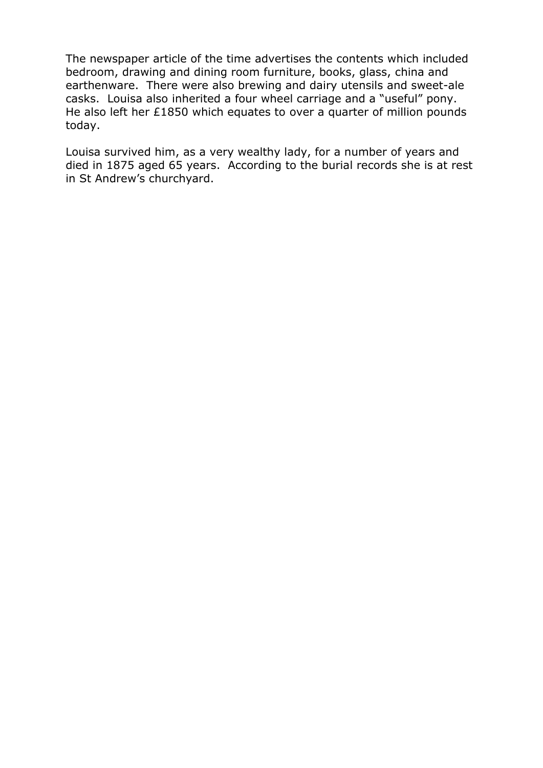The newspaper article of the time advertises the contents which included bedroom, drawing and dining room furniture, books, glass, china and earthenware. There were also brewing and dairy utensils and sweet-ale casks. Louisa also inherited a four wheel carriage and a "useful" pony. He also left her £1850 which equates to over a quarter of million pounds today.

Louisa survived him, as a very wealthy lady, for a number of years and died in 1875 aged 65 years. According to the burial records she is at rest in St Andrew's churchyard.